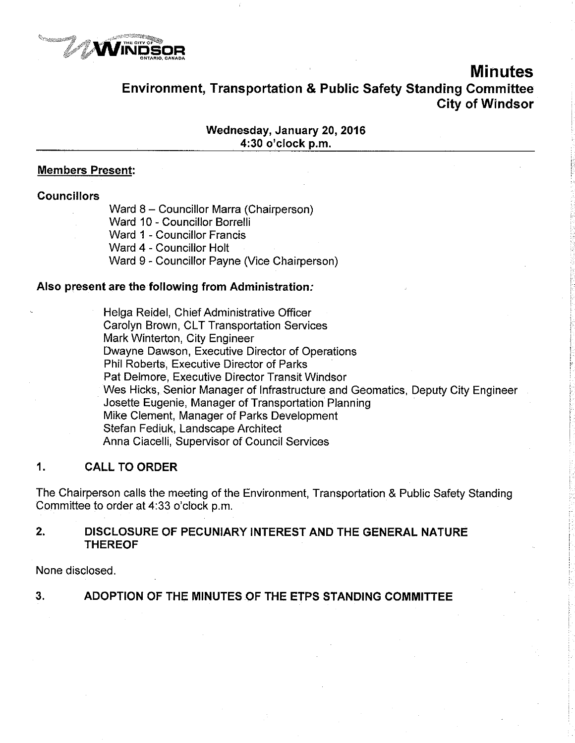# Minutes

## Environment, Transportation & Public Safety Standing Committee
## City of Windsor

**Wednesday, January 20, 2016**
**4:30 o'clock p.m.**

**Members Present:**

**Councillors**

Ward 8 – Councillor Marra (Chairperson)
Ward 10 - Councillor Borrelli
Ward 1 - Councillor Francis
Ward 4 - Councillor Holt
Ward 9 - Councillor Payne (Vice Chairperson)

**Also present are the following from Administration:**

Helga Reidel, Chief Administrative Officer
Carolyn Brown, CLT Transportation Services
Mark Winterton, City Engineer
Dwayne Dawson, Executive Director of Operations
Phil Roberts, Executive Director of Parks
Pat Delmore, Executive Director Transit Windsor
Wes Hicks, Senior Manager of Infrastructure and Geomatics, Deputy City Engineer
Josette Eugenie, Manager of Transportation Planning
Mike Clement, Manager of Parks Development
Stefan Fediuk, Landscape Architect
Anna Ciacelli, Supervisor of Council Services

### 1. CALL TO ORDER

The Chairperson calls the meeting of the Environment, Transportation & Public Safety Standing Committee to order at 4:33 o'clock p.m.

### 2. DISCLOSURE OF PECUNIARY INTEREST AND THE GENERAL NATURE THEREOF

None disclosed.

### 3. ADOPTION OF THE MINUTES OF THE ETPS STANDING COMMITTEE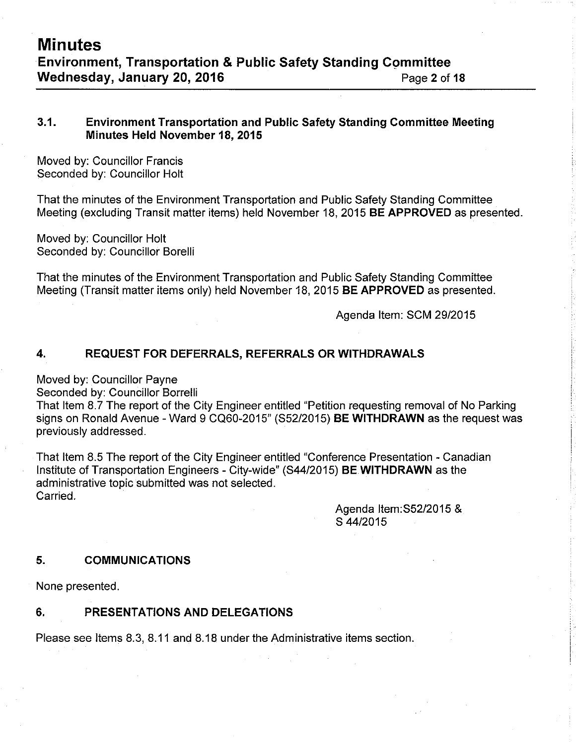### 3.1. Environment Transportation and Public Safety Standing Committee Meeting Minutes Held November 18, 2015

Moved by: Councillor Francis
Seconded by: Councillor Holt

That the minutes of the Environment Transportation and Public Safety Standing Committee Meeting (excluding Transit matter items) held November 18, 2015 **BE APPROVED** as presented.

Moved by: Councillor Holt
Seconded by: Councillor Borelli

That the minutes of the Environment Transportation and Public Safety Standing Committee Meeting (Transit matter items only) held November 18, 2015 **BE APPROVED** as presented.

Agenda Item: SCM 29/2015

## 4. REQUEST FOR DEFERRALS, REFERRALS OR WITHDRAWALS

Moved by: Councillor Payne
Seconded by: Councillor Borrelli
That Item 8.7 The report of the City Engineer entitled "Petition requesting removal of No Parking signs on Ronald Avenue - Ward 9 CQ60-2015" (S52/2015) **BE WITHDRAWN** as the request was previously addressed.

That Item 8.5 The report of the City Engineer entitled "Conference Presentation - Canadian Institute of Transportation Engineers - City-wide" (S44/2015) **BE WITHDRAWN** as the administrative topic submitted was not selected.
Carried.

Agenda Item:S52/2015 &
S 44/2015

## 5. COMMUNICATIONS

None presented.

## 6. PRESENTATIONS AND DELEGATIONS

Please see Items 8.3, 8.11 and 8.18 under the Administrative items section.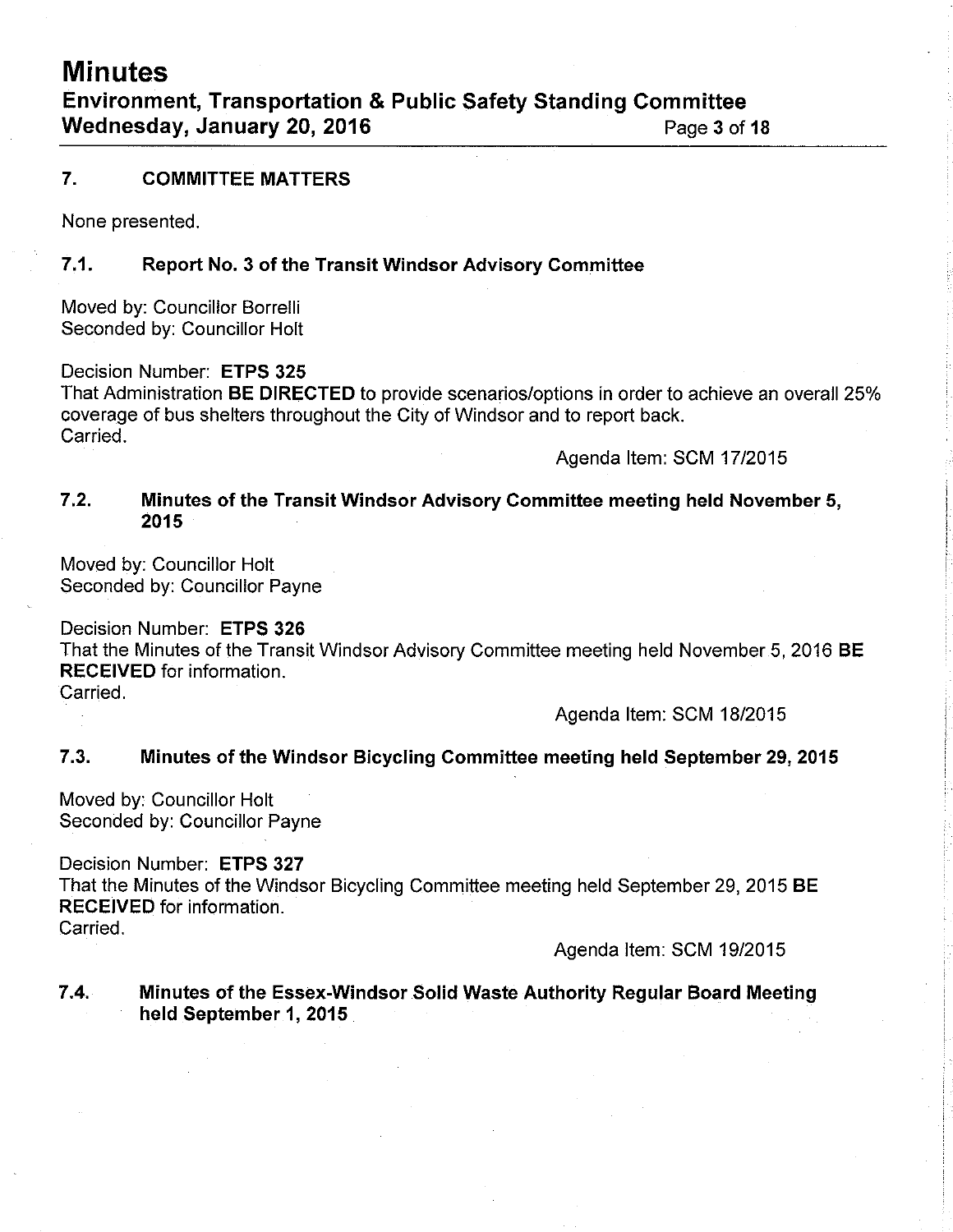## 7. COMMITTEE MATTERS

None presented.

### 7.1. Report No. 3 of the Transit Windsor Advisory Committee

Moved by: Councillor Borrelli
Seconded by: Councillor Holt

Decision Number: **ETPS 325**
That Administration **BE DIRECTED** to provide scenarios/options in order to achieve an overall 25% coverage of bus shelters throughout the City of Windsor and to report back.
Carried.

Agenda Item: SCM 17/2015

### 7.2. Minutes of the Transit Windsor Advisory Committee meeting held November 5, 2015

Moved by: Councillor Holt
Seconded by: Councillor Payne

Decision Number: **ETPS 326**
That the Minutes of the Transit Windsor Advisory Committee meeting held November 5, 2016 **BE RECEIVED** for information.
Carried.

Agenda Item: SCM 18/2015

### 7.3. Minutes of the Windsor Bicycling Committee meeting held September 29, 2015

Moved by: Councillor Holt
Seconded by: Councillor Payne

Decision Number: **ETPS 327**
That the Minutes of the Windsor Bicycling Committee meeting held September 29, 2015 **BE RECEIVED** for information.
Carried.

Agenda Item: SCM 19/2015

### 7.4. Minutes of the Essex-Windsor Solid Waste Authority Regular Board Meeting held September 1, 2015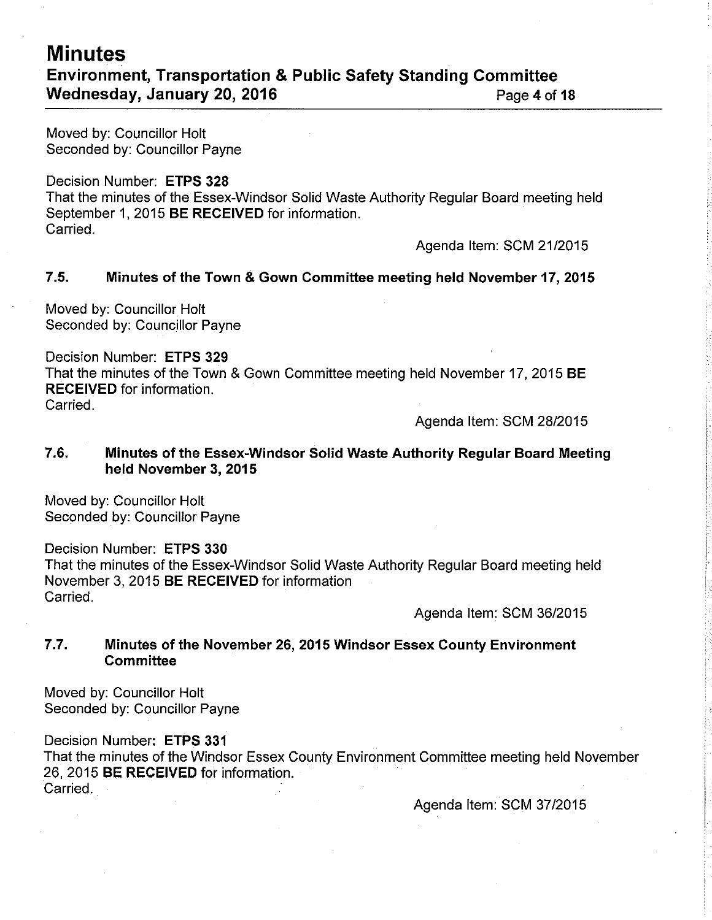Moved by: Councillor Holt
Seconded by: Councillor Payne

Decision Number: **ETPS 328**
That the minutes of the Essex-Windsor Solid Waste Authority Regular Board meeting held September 1, 2015 **BE RECEIVED** for information.
Carried.

Agenda Item: SCM 21/2015

### 7.5. Minutes of the Town & Gown Committee meeting held November 17, 2015

Moved by: Councillor Holt
Seconded by: Councillor Payne

Decision Number: **ETPS 329**
That the minutes of the Town & Gown Committee meeting held November 17, 2015 **BE RECEIVED** for information.
Carried.

Agenda Item: SCM 28/2015

### 7.6. Minutes of the Essex-Windsor Solid Waste Authority Regular Board Meeting held November 3, 2015

Moved by: Councillor Holt
Seconded by: Councillor Payne

Decision Number: **ETPS 330**
That the minutes of the Essex-Windsor Solid Waste Authority Regular Board meeting held November 3, 2015 **BE RECEIVED** for information
Carried.

Agenda Item: SCM 36/2015

### 7.7. Minutes of the November 26, 2015 Windsor Essex County Environment Committee

Moved by: Councillor Holt
Seconded by: Councillor Payne

Decision Number: **ETPS 331**
That the minutes of the Windsor Essex County Environment Committee meeting held November 26, 2015 **BE RECEIVED** for information.
Carried.

Agenda Item: SCM 37/2015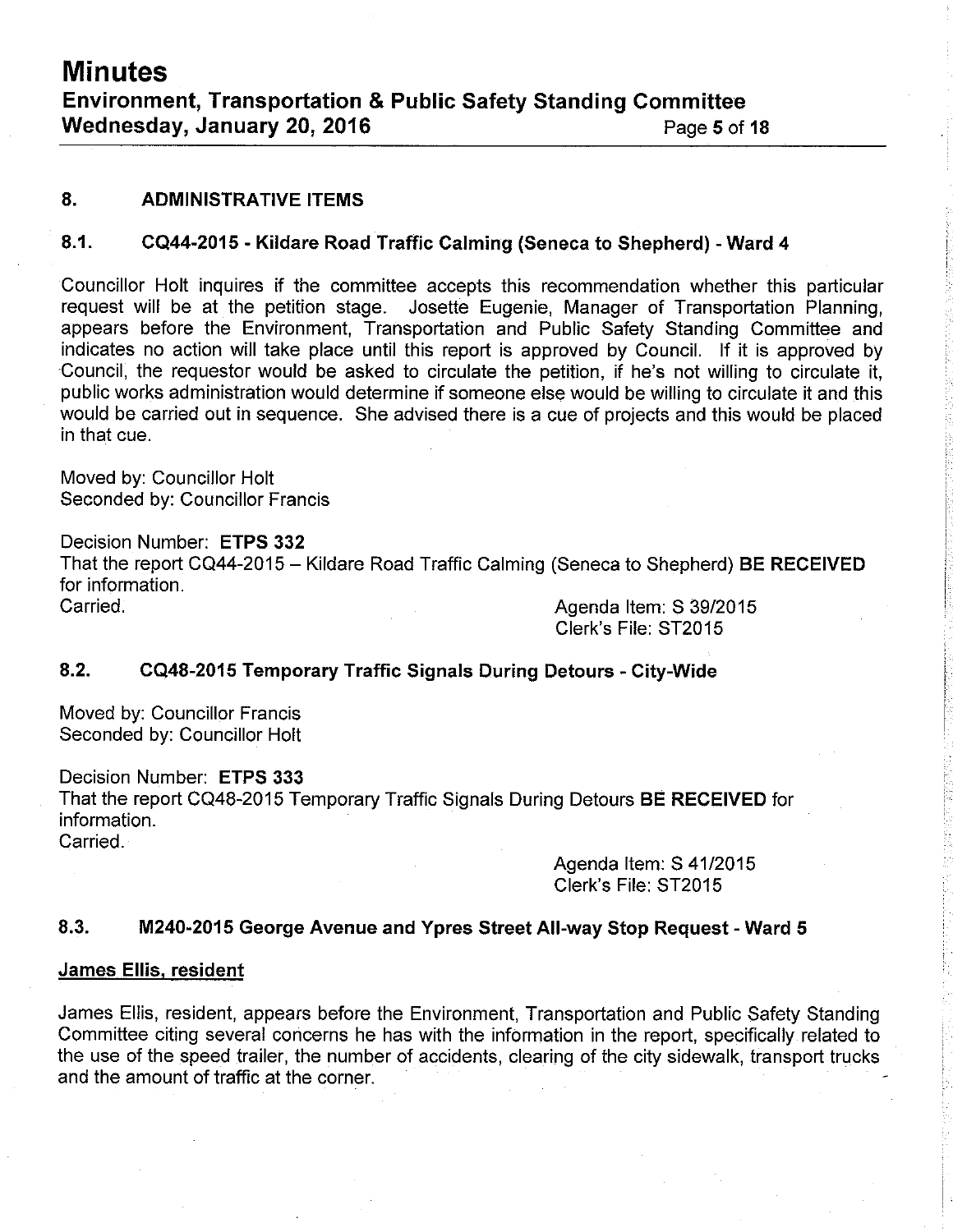## 8. ADMINISTRATIVE ITEMS

### 8.1. CQ44-2015 - Kildare Road Traffic Calming (Seneca to Shepherd) - Ward 4

Councillor Holt inquires if the committee accepts this recommendation whether this particular request will be at the petition stage. Josette Eugenie, Manager of Transportation Planning, appears before the Environment, Transportation and Public Safety Standing Committee and indicates no action will take place until this report is approved by Council. If it is approved by Council, the requestor would be asked to circulate the petition, if he's not willing to circulate it, public works administration would determine if someone else would be willing to circulate it and this would be carried out in sequence. She advised there is a cue of projects and this would be placed in that cue.

Moved by: Councillor Holt
Seconded by: Councillor Francis

Decision Number: **ETPS 332**
That the report CQ44-2015 – Kildare Road Traffic Calming (Seneca to Shepherd) **BE RECEIVED** for information.
Carried.

Agenda Item: S 39/2015
Clerk's File: ST2015

### 8.2. CQ48-2015 Temporary Traffic Signals During Detours - City-Wide

Moved by: Councillor Francis
Seconded by: Councillor Holt

Decision Number: **ETPS 333**
That the report CQ48-2015 Temporary Traffic Signals During Detours **BE RECEIVED** for information.
Carried.

Agenda Item: S 41/2015
Clerk's File: ST2015

### 8.3. M240-2015 George Avenue and Ypres Street All-way Stop Request - Ward 5

**James Ellis, resident**

James Ellis, resident, appears before the Environment, Transportation and Public Safety Standing Committee citing several concerns he has with the information in the report, specifically related to the use of the speed trailer, the number of accidents, clearing of the city sidewalk, transport trucks and the amount of traffic at the corner.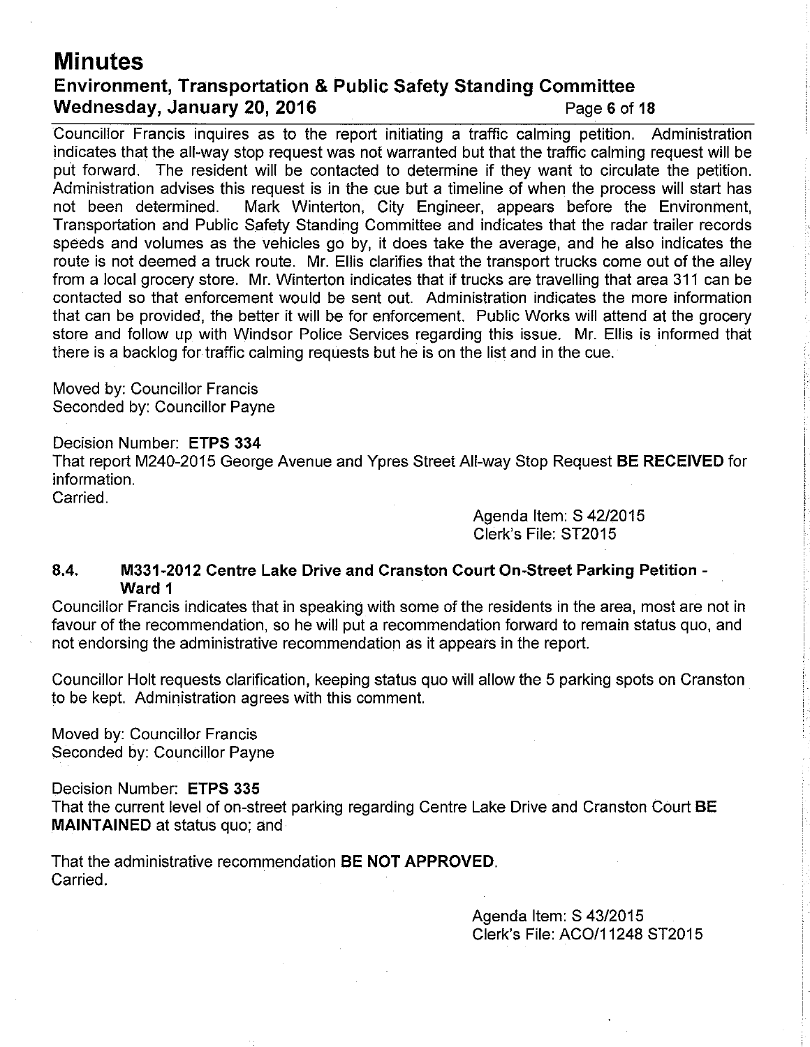Councillor Francis inquires as to the report initiating a traffic calming petition. Administration indicates that the all-way stop request was not warranted but that the traffic calming request will be put forward. The resident will be contacted to determine if they want to circulate the petition. Administration advises this request is in the cue but a timeline of when the process will start has not been determined. Mark Winterton, City Engineer, appears before the Environment, Transportation and Public Safety Standing Committee and indicates that the radar trailer records speeds and volumes as the vehicles go by, it does take the average, and he also indicates the route is not deemed a truck route. Mr. Ellis clarifies that the transport trucks come out of the alley from a local grocery store. Mr. Winterton indicates that if trucks are travelling that area 311 can be contacted so that enforcement would be sent out. Administration indicates the more information that can be provided, the better it will be for enforcement. Public Works will attend at the grocery store and follow up with Windsor Police Services regarding this issue. Mr. Ellis is informed that there is a backlog for traffic calming requests but he is on the list and in the cue.

Moved by: Councillor Francis
Seconded by: Councillor Payne

Decision Number: **ETPS 334**
That report M240-2015 George Avenue and Ypres Street All-way Stop Request **BE RECEIVED** for information.
Carried.

Agenda Item: S 42/2015
Clerk's File: ST2015

### 8.4. M331-2012 Centre Lake Drive and Cranston Court On-Street Parking Petition - Ward 1

Councillor Francis indicates that in speaking with some of the residents in the area, most are not in favour of the recommendation, so he will put a recommendation forward to remain status quo, and not endorsing the administrative recommendation as it appears in the report.

Councillor Holt requests clarification, keeping status quo will allow the 5 parking spots on Cranston to be kept. Administration agrees with this comment.

Moved by: Councillor Francis
Seconded by: Councillor Payne

Decision Number: **ETPS 335**
That the current level of on-street parking regarding Centre Lake Drive and Cranston Court **BE MAINTAINED** at status quo; and

That the administrative recommendation **BE NOT APPROVED**.
Carried.

Agenda Item: S 43/2015
Clerk's File: ACO/11248 ST2015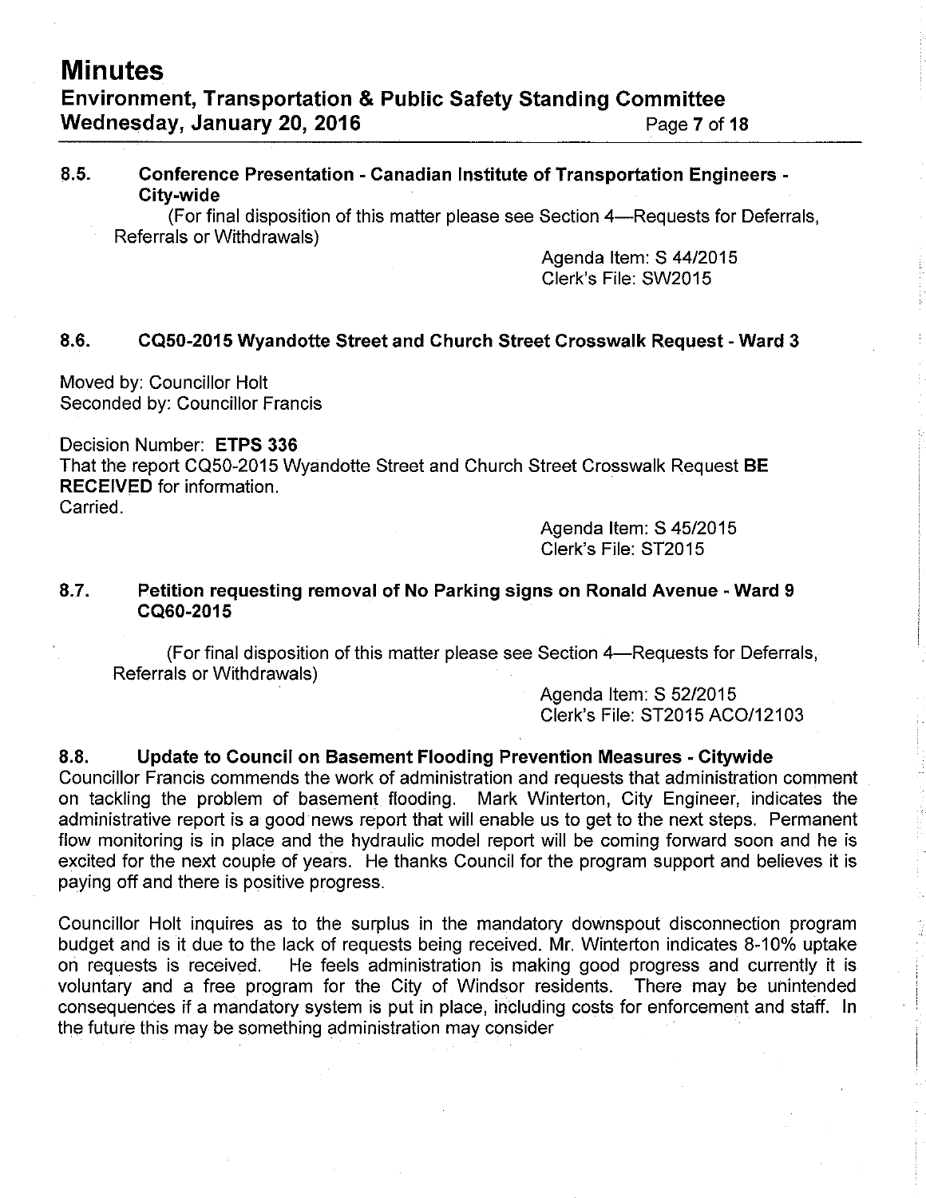### 8.5. Conference Presentation - Canadian Institute of Transportation Engineers - City-wide

(For final disposition of this matter please see Section 4—Requests for Deferrals, Referrals or Withdrawals)

Agenda Item: S 44/2015
Clerk's File: SW2015

### 8.6. CQ50-2015 Wyandotte Street and Church Street Crosswalk Request - Ward 3

Moved by: Councillor Holt
Seconded by: Councillor Francis

Decision Number: **ETPS 336**
That the report CQ50-2015 Wyandotte Street and Church Street Crosswalk Request **BE RECEIVED** for information.
Carried.

Agenda Item: S 45/2015
Clerk's File: ST2015

### 8.7. Petition requesting removal of No Parking signs on Ronald Avenue - Ward 9 CQ60-2015

(For final disposition of this matter please see Section 4—Requests for Deferrals, Referrals or Withdrawals)

Agenda Item: S 52/2015
Clerk's File: ST2015 ACO/12103

### 8.8. Update to Council on Basement Flooding Prevention Measures - Citywide

Councillor Francis commends the work of administration and requests that administration comment on tackling the problem of basement flooding. Mark Winterton, City Engineer, indicates the administrative report is a good news report that will enable us to get to the next steps. Permanent flow monitoring is in place and the hydraulic model report will be coming forward soon and he is excited for the next couple of years. He thanks Council for the program support and believes it is paying off and there is positive progress.

Councillor Holt inquires as to the surplus in the mandatory downspout disconnection program budget and is it due to the lack of requests being received. Mr. Winterton indicates 8-10% uptake on requests is received. He feels administration is making good progress and currently it is voluntary and a free program for the City of Windsor residents. There may be unintended consequences if a mandatory system is put in place, including costs for enforcement and staff. In the future this may be something administration may consider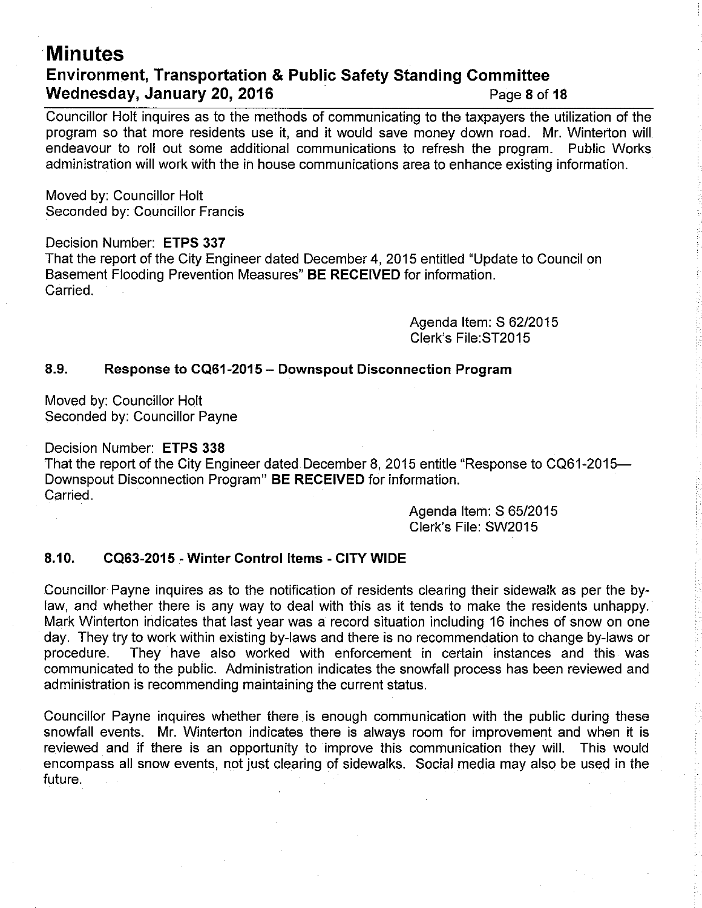Councillor Holt inquires as to the methods of communicating to the taxpayers the utilization of the program so that more residents use it, and it would save money down road. Mr. Winterton will endeavour to roll out some additional communications to refresh the program. Public Works administration will work with the in house communications area to enhance existing information.

Moved by: Councillor Holt
Seconded by: Councillor Francis

Decision Number: **ETPS 337**
That the report of the City Engineer dated December 4, 2015 entitled "Update to Council on Basement Flooding Prevention Measures" **BE RECEIVED** for information.
Carried.

Agenda Item: S 62/2015
Clerk's File:ST2015

### 8.9. Response to CQ61-2015 – Downspout Disconnection Program

Moved by: Councillor Holt
Seconded by: Councillor Payne

Decision Number: **ETPS 338**
That the report of the City Engineer dated December 8, 2015 entitle "Response to CQ61-2015—Downspout Disconnection Program" **BE RECEIVED** for information.
Carried.

Agenda Item: S 65/2015
Clerk's File: SW2015

### 8.10. CQ63-2015 - Winter Control Items - CITY WIDE

Councillor Payne inquires as to the notification of residents clearing their sidewalk as per the by-law, and whether there is any way to deal with this as it tends to make the residents unhappy. Mark Winterton indicates that last year was a record situation including 16 inches of snow on one day. They try to work within existing by-laws and there is no recommendation to change by-laws or procedure. They have also worked with enforcement in certain instances and this was communicated to the public. Administration indicates the snowfall process has been reviewed and administration is recommending maintaining the current status.

Councillor Payne inquires whether there is enough communication with the public during these snowfall events. Mr. Winterton indicates there is always room for improvement and when it is reviewed and if there is an opportunity to improve this communication they will. This would encompass all snow events, not just clearing of sidewalks. Social media may also be used in the future.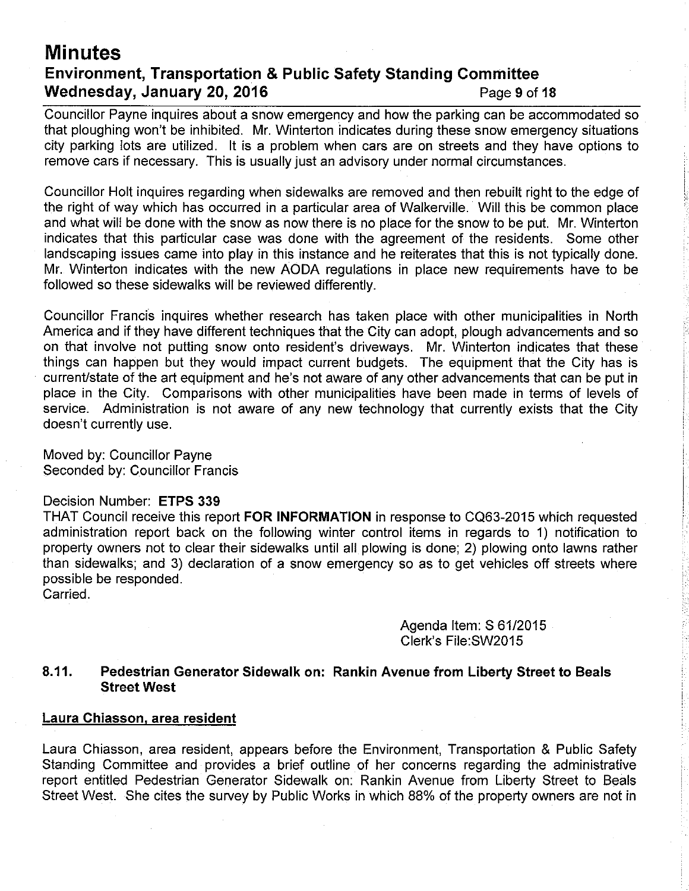Councillor Payne inquires about a snow emergency and how the parking can be accommodated so that ploughing won't be inhibited. Mr. Winterton indicates during these snow emergency situations city parking lots are utilized. It is a problem when cars are on streets and they have options to remove cars if necessary. This is usually just an advisory under normal circumstances.

Councillor Holt inquires regarding when sidewalks are removed and then rebuilt right to the edge of the right of way which has occurred in a particular area of Walkerville. Will this be common place and what will be done with the snow as now there is no place for the snow to be put. Mr. Winterton indicates that this particular case was done with the agreement of the residents. Some other landscaping issues came into play in this instance and he reiterates that this is not typically done. Mr. Winterton indicates with the new AODA regulations in place new requirements have to be followed so these sidewalks will be reviewed differently.

Councillor Francis inquires whether research has taken place with other municipalities in North America and if they have different techniques that the City can adopt, plough advancements and so on that involve not putting snow onto resident's driveways. Mr. Winterton indicates that these things can happen but they would impact current budgets. The equipment that the City has is current/state of the art equipment and he's not aware of any other advancements that can be put in place in the City. Comparisons with other municipalities have been made in terms of levels of service. Administration is not aware of any new technology that currently exists that the City doesn't currently use.

Moved by: Councillor Payne
Seconded by: Councillor Francis

Decision Number: **ETPS 339**
THAT Council receive this report **FOR INFORMATION** in response to CQ63-2015 which requested administration report back on the following winter control items in regards to 1) notification to property owners not to clear their sidewalks until all plowing is done; 2) plowing onto lawns rather than sidewalks; and 3) declaration of a snow emergency so as to get vehicles off streets where possible be responded.
Carried.

Agenda Item: S 61/2015
Clerk's File:SW2015

### 8.11. Pedestrian Generator Sidewalk on: Rankin Avenue from Liberty Street to Beals Street West

**Laura Chiasson, area resident**

Laura Chiasson, area resident, appears before the Environment, Transportation & Public Safety Standing Committee and provides a brief outline of her concerns regarding the administrative report entitled Pedestrian Generator Sidewalk on: Rankin Avenue from Liberty Street to Beals Street West. She cites the survey by Public Works in which 88% of the property owners are not in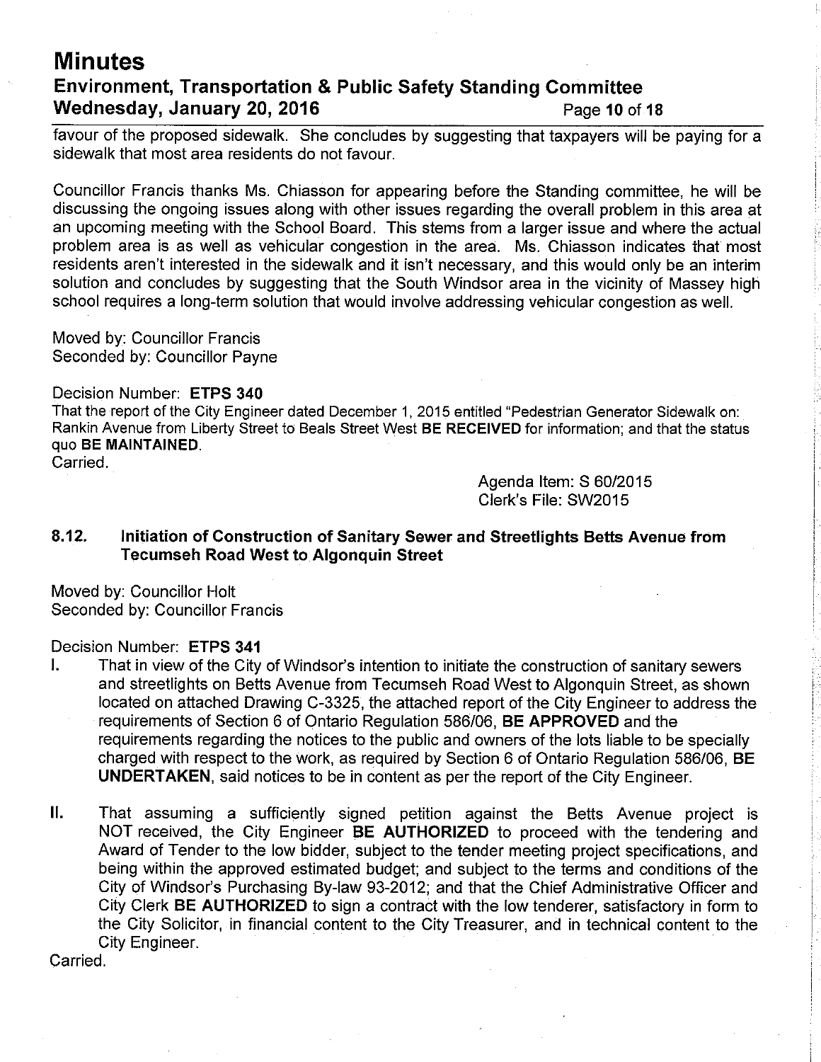favour of the proposed sidewalk. She concludes by suggesting that taxpayers will be paying for a sidewalk that most area residents do not favour.

Councillor Francis thanks Ms. Chiasson for appearing before the Standing committee, he will be discussing the ongoing issues along with other issues regarding the overall problem in this area at an upcoming meeting with the School Board. This stems from a larger issue and where the actual problem area is as well as vehicular congestion in the area. Ms. Chiasson indicates that most residents aren't interested in the sidewalk and it isn't necessary, and this would only be an interim solution and concludes by suggesting that the South Windsor area in the vicinity of Massey high school requires a long-term solution that would involve addressing vehicular congestion as well.

Moved by: Councillor Francis
Seconded by: Councillor Payne

Decision Number: **ETPS 340**
That the report of the City Engineer dated December 1, 2015 entitled "Pedestrian Generator Sidewalk on: Rankin Avenue from Liberty Street to Beals Street West **BE RECEIVED** for information; and that the status quo **BE MAINTAINED**.
Carried.

Agenda Item: S 60/2015
Clerk's File: SW2015

### 8.12. Initiation of Construction of Sanitary Sewer and Streetlights Betts Avenue from Tecumseh Road West to Algonquin Street

Moved by: Councillor Holt
Seconded by: Councillor Francis

Decision Number: **ETPS 341**

I. That in view of the City of Windsor's intention to initiate the construction of sanitary sewers and streetlights on Betts Avenue from Tecumseh Road West to Algonquin Street, as shown located on attached Drawing C-3325, the attached report of the City Engineer to address the requirements of Section 6 of Ontario Regulation 586/06, **BE APPROVED** and the requirements regarding the notices to the public and owners of the lots liable to be specially charged with respect to the work, as required by Section 6 of Ontario Regulation 586/06, **BE UNDERTAKEN**, said notices to be in content as per the report of the City Engineer.

II. That assuming a sufficiently signed petition against the Betts Avenue project is NOT received, the City Engineer **BE AUTHORIZED** to proceed with the tendering and Award of Tender to the low bidder, subject to the tender meeting project specifications, and being within the approved estimated budget; and subject to the terms and conditions of the City of Windsor's Purchasing By-law 93-2012; and that the Chief Administrative Officer and City Clerk **BE AUTHORIZED** to sign a contract with the low tenderer, satisfactory in form to the City Solicitor, in financial content to the City Treasurer, and in technical content to the City Engineer.

Carried.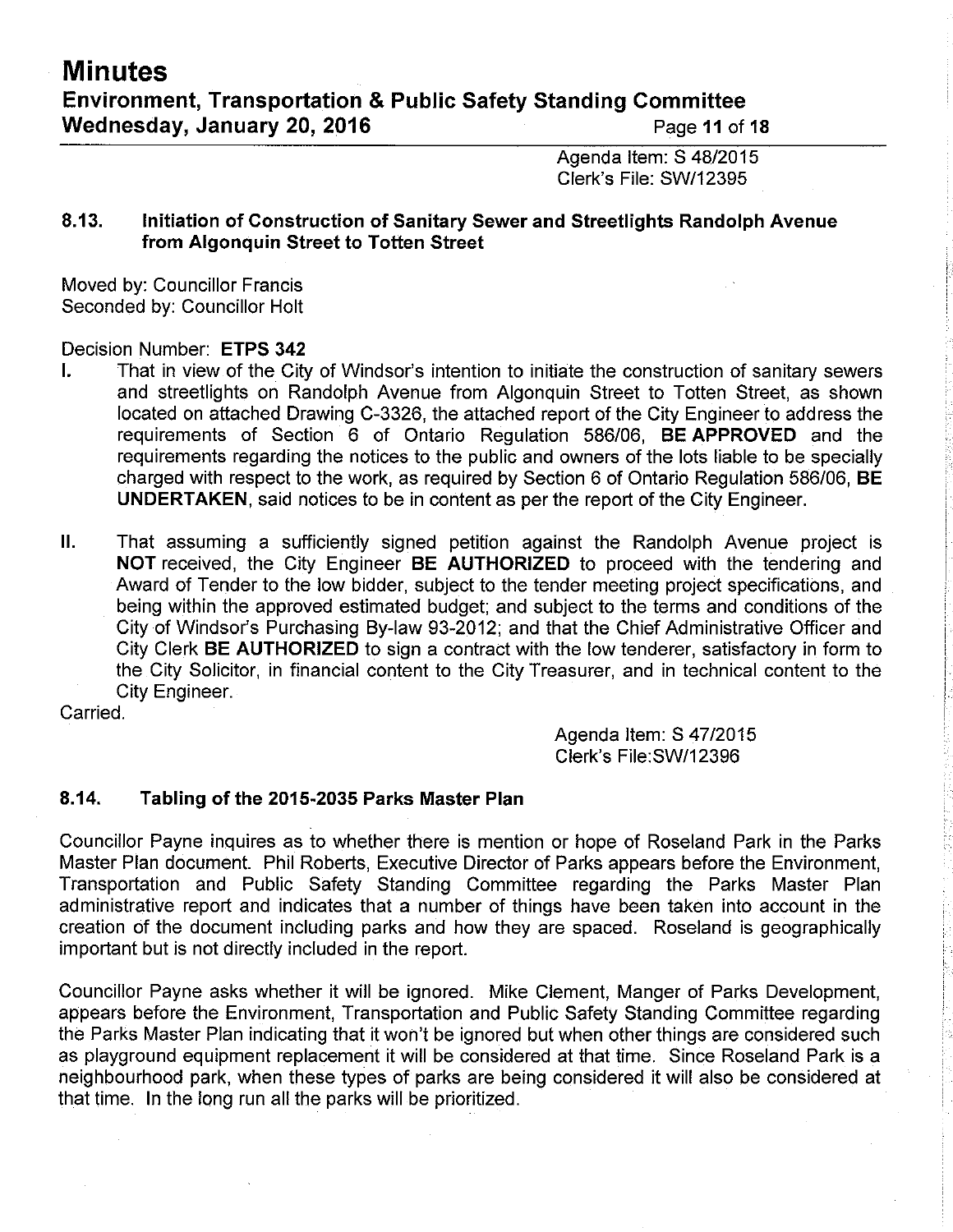Agenda Item: S 48/2015
Clerk's File: SW/12395

### 8.13. Initiation of Construction of Sanitary Sewer and Streetlights Randolph Avenue from Algonquin Street to Totten Street

Moved by: Councillor Francis
Seconded by: Councillor Holt

Decision Number: **ETPS 342**

I. That in view of the City of Windsor's intention to initiate the construction of sanitary sewers and streetlights on Randolph Avenue from Algonquin Street to Totten Street, as shown located on attached Drawing C-3326, the attached report of the City Engineer to address the requirements of Section 6 of Ontario Regulation 586/06, **BE APPROVED** and the requirements regarding the notices to the public and owners of the lots liable to be specially charged with respect to the work, as required by Section 6 of Ontario Regulation 586/06, **BE UNDERTAKEN**, said notices to be in content as per the report of the City Engineer.

II. That assuming a sufficiently signed petition against the Randolph Avenue project is **NOT** received, the City Engineer **BE AUTHORIZED** to proceed with the tendering and Award of Tender to the low bidder, subject to the tender meeting project specifications, and being within the approved estimated budget; and subject to the terms and conditions of the City of Windsor's Purchasing By-law 93-2012; and that the Chief Administrative Officer and City Clerk **BE AUTHORIZED** to sign a contract with the low tenderer, satisfactory in form to the City Solicitor, in financial content to the City Treasurer, and in technical content to the City Engineer.

Carried.

Agenda Item: S 47/2015
Clerk's File:SW/12396

### 8.14. Tabling of the 2015-2035 Parks Master Plan

Councillor Payne inquires as to whether there is mention or hope of Roseland Park in the Parks Master Plan document. Phil Roberts, Executive Director of Parks appears before the Environment, Transportation and Public Safety Standing Committee regarding the Parks Master Plan administrative report and indicates that a number of things have been taken into account in the creation of the document including parks and how they are spaced. Roseland is geographically important but is not directly included in the report.

Councillor Payne asks whether it will be ignored. Mike Clement, Manger of Parks Development, appears before the Environment, Transportation and Public Safety Standing Committee regarding the Parks Master Plan indicating that it won't be ignored but when other things are considered such as playground equipment replacement it will be considered at that time. Since Roseland Park is a neighbourhood park, when these types of parks are being considered it will also be considered at that time. In the long run all the parks will be prioritized.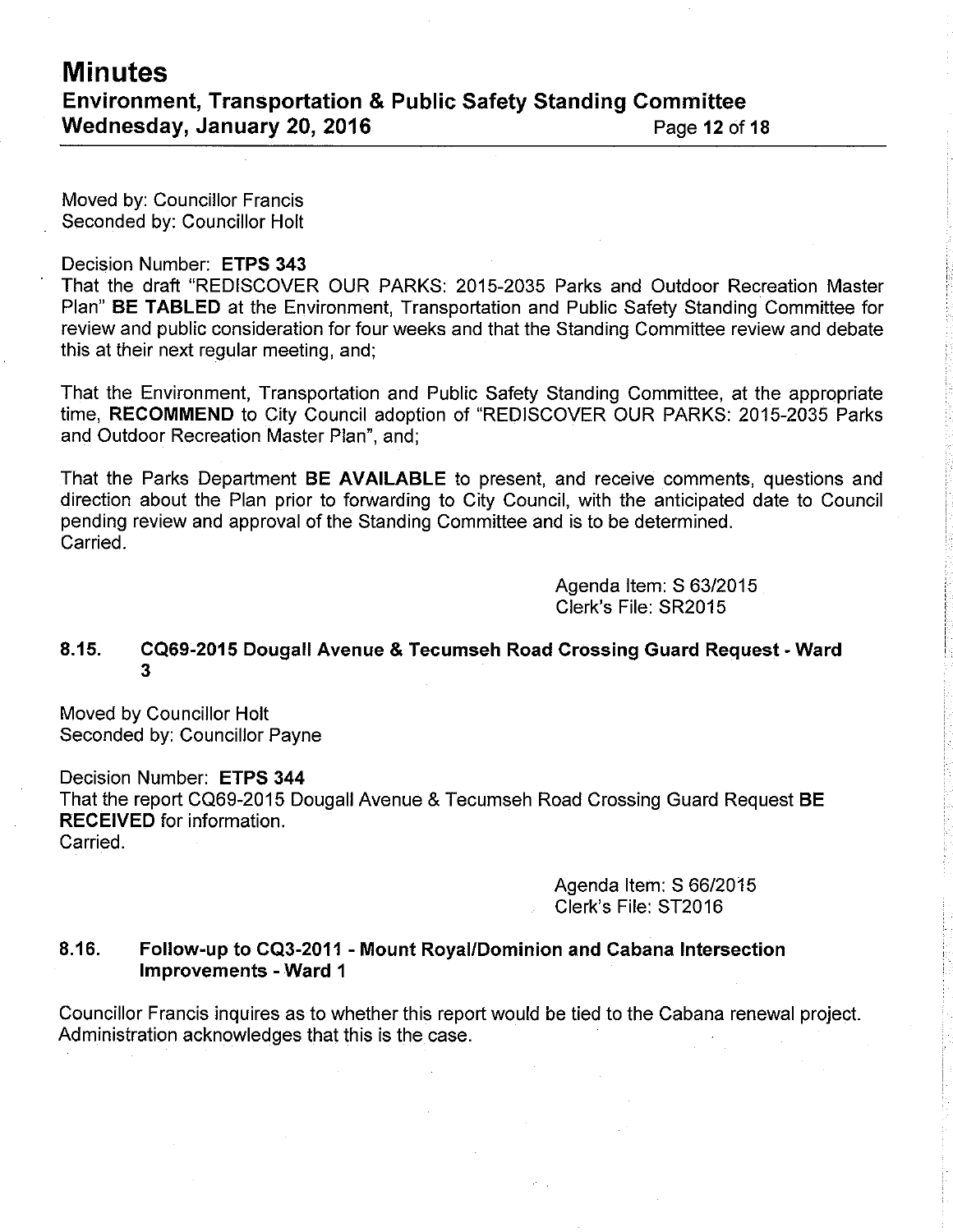Moved by: Councillor Francis
Seconded by: Councillor Holt

Decision Number: **ETPS 343**
That the draft "REDISCOVER OUR PARKS: 2015-2035 Parks and Outdoor Recreation Master Plan" **BE TABLED** at the Environment, Transportation and Public Safety Standing Committee for review and public consideration for four weeks and that the Standing Committee review and debate this at their next regular meeting, and;

That the Environment, Transportation and Public Safety Standing Committee, at the appropriate time, **RECOMMEND** to City Council adoption of "REDISCOVER OUR PARKS: 2015-2035 Parks and Outdoor Recreation Master Plan", and;

That the Parks Department **BE AVAILABLE** to present, and receive comments, questions and direction about the Plan prior to forwarding to City Council, with the anticipated date to Council pending review and approval of the Standing Committee and is to be determined.
Carried.

Agenda Item: S 63/2015
Clerk's File: SR2015

### 8.15. CQ69-2015 Dougall Avenue & Tecumseh Road Crossing Guard Request - Ward 3

Moved by Councillor Holt
Seconded by: Councillor Payne

Decision Number: **ETPS 344**
That the report CQ69-2015 Dougall Avenue & Tecumseh Road Crossing Guard Request **BE RECEIVED** for information.
Carried.

Agenda Item: S 66/2015
Clerk's File: ST2016

### 8.16. Follow-up to CQ3-2011 - Mount Royal/Dominion and Cabana Intersection Improvements - Ward 1

Councillor Francis inquires as to whether this report would be tied to the Cabana renewal project. Administration acknowledges that this is the case.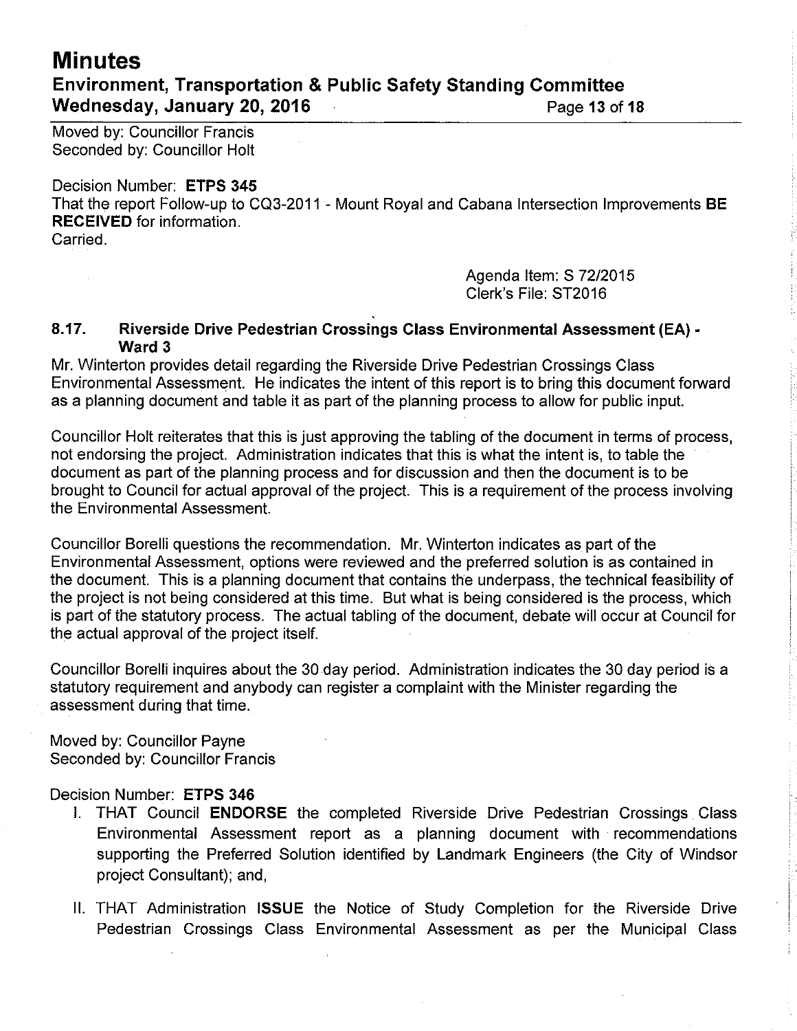Moved by: Councillor Francis
Seconded by: Councillor Holt

Decision Number: **ETPS 345**
That the report Follow-up to CQ3-2011 - Mount Royal and Cabana Intersection Improvements **BE RECEIVED** for information.
Carried.

Agenda Item: S 72/2015
Clerk's File: ST2016

### 8.17. Riverside Drive Pedestrian Crossings Class Environmental Assessment (EA) - Ward 3

Mr. Winterton provides detail regarding the Riverside Drive Pedestrian Crossings Class Environmental Assessment. He indicates the intent of this report is to bring this document forward as a planning document and table it as part of the planning process to allow for public input.

Councillor Holt reiterates that this is just approving the tabling of the document in terms of process, not endorsing the project. Administration indicates that this is what the intent is, to table the document as part of the planning process and for discussion and then the document is to be brought to Council for actual approval of the project. This is a requirement of the process involving the Environmental Assessment.

Councillor Borelli questions the recommendation. Mr. Winterton indicates as part of the Environmental Assessment, options were reviewed and the preferred solution is as contained in the document. This is a planning document that contains the underpass, the technical feasibility of the project is not being considered at this time. But what is being considered is the process, which is part of the statutory process. The actual tabling of the document, debate will occur at Council for the actual approval of the project itself.

Councillor Borelli inquires about the 30 day period. Administration indicates the 30 day period is a statutory requirement and anybody can register a complaint with the Minister regarding the assessment during that time.

Moved by: Councillor Payne
Seconded by: Councillor Francis

Decision Number: **ETPS 346**

I. THAT Council **ENDORSE** the completed Riverside Drive Pedestrian Crossings Class Environmental Assessment report as a planning document with recommendations supporting the Preferred Solution identified by Landmark Engineers (the City of Windsor project Consultant); and,

II. THAT Administration **ISSUE** the Notice of Study Completion for the Riverside Drive Pedestrian Crossings Class Environmental Assessment as per the Municipal Class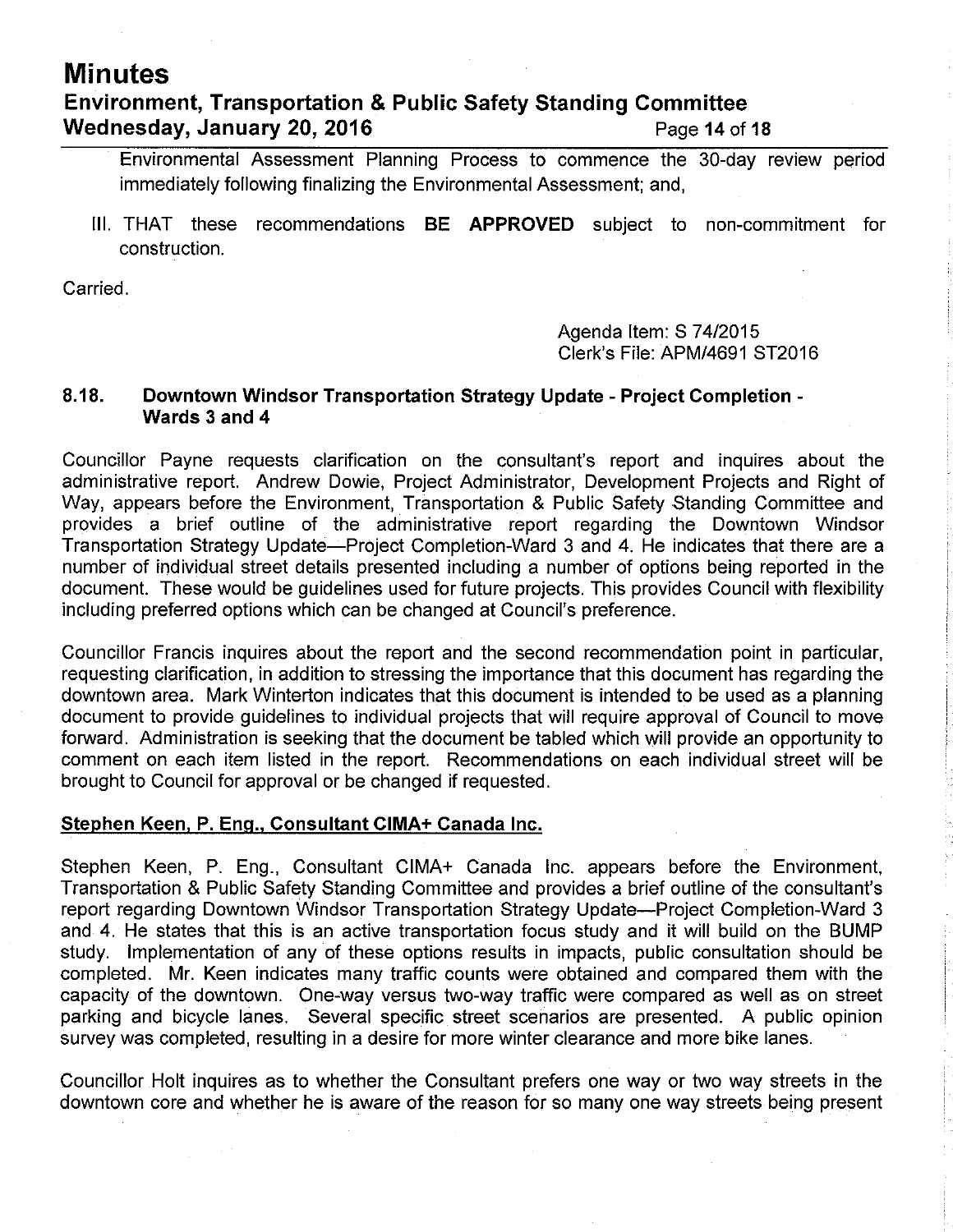Environmental Assessment Planning Process to commence the 30-day review period immediately following finalizing the Environmental Assessment; and,

III. THAT these recommendations **BE APPROVED** subject to non-commitment for construction.

Carried.

Agenda Item: S 74/2015
Clerk's File: APM/4691 ST2016

### 8.18. Downtown Windsor Transportation Strategy Update - Project Completion - Wards 3 and 4

Councillor Payne requests clarification on the consultant's report and inquires about the administrative report. Andrew Dowie, Project Administrator, Development Projects and Right of Way, appears before the Environment, Transportation & Public Safety Standing Committee and provides a brief outline of the administrative report regarding the Downtown Windsor Transportation Strategy Update—Project Completion-Ward 3 and 4. He indicates that there are a number of individual street details presented including a number of options being reported in the document. These would be guidelines used for future projects. This provides Council with flexibility including preferred options which can be changed at Council's preference.

Councillor Francis inquires about the report and the second recommendation point in particular, requesting clarification, in addition to stressing the importance that this document has regarding the downtown area. Mark Winterton indicates that this document is intended to be used as a planning document to provide guidelines to individual projects that will require approval of Council to move forward. Administration is seeking that the document be tabled which will provide an opportunity to comment on each item listed in the report. Recommendations on each individual street will be brought to Council for approval or be changed if requested.

**<u>Stephen Keen, P. Eng., Consultant CIMA+ Canada Inc.</u>**

Stephen Keen, P. Eng., Consultant CIMA+ Canada Inc. appears before the Environment, Transportation & Public Safety Standing Committee and provides a brief outline of the consultant's report regarding Downtown Windsor Transportation Strategy Update—Project Completion-Ward 3 and 4. He states that this is an active transportation focus study and it will build on the BUMP study. Implementation of any of these options results in impacts, public consultation should be completed. Mr. Keen indicates many traffic counts were obtained and compared them with the capacity of the downtown. One-way versus two-way traffic were compared as well as on street parking and bicycle lanes. Several specific street scenarios are presented. A public opinion survey was completed, resulting in a desire for more winter clearance and more bike lanes.

Councillor Holt inquires as to whether the Consultant prefers one way or two way streets in the downtown core and whether he is aware of the reason for so many one way streets being present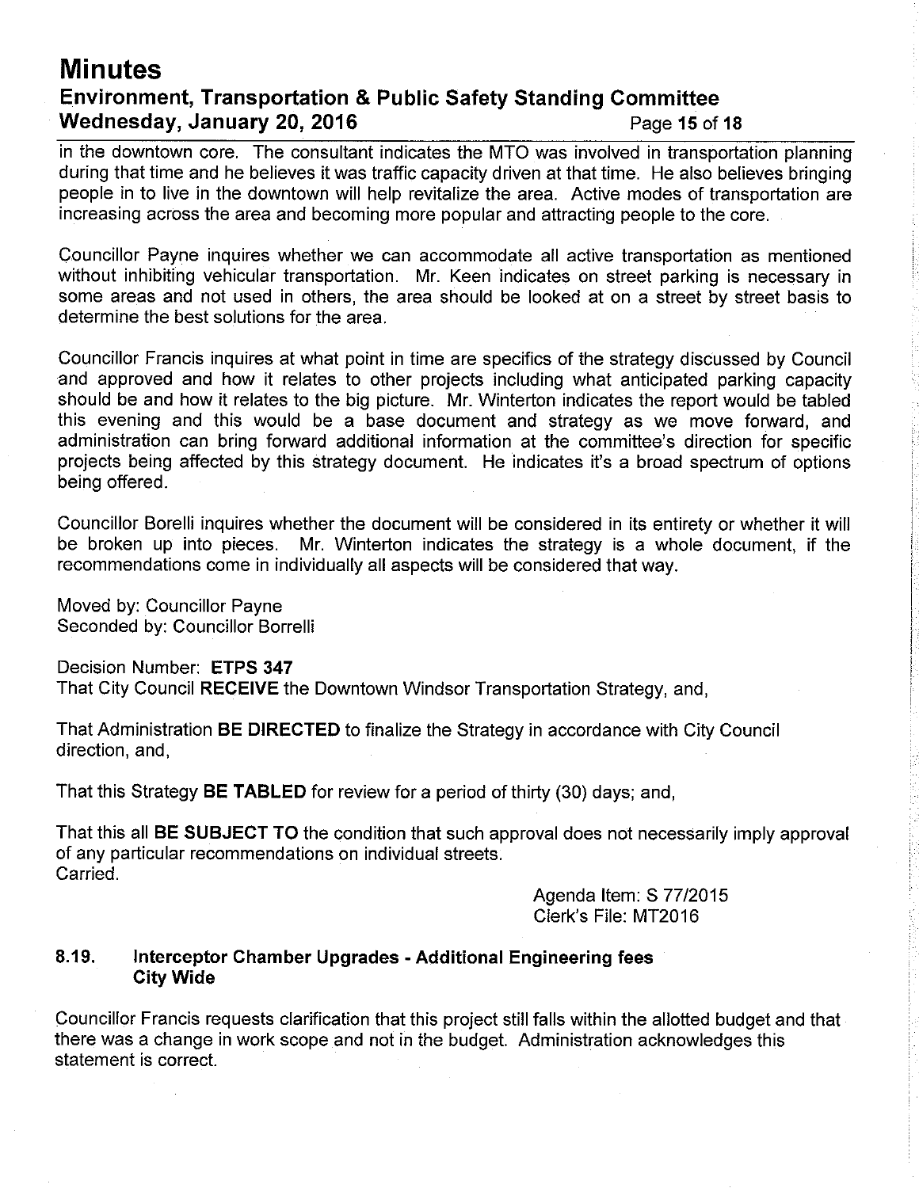in the downtown core. The consultant indicates the MTO was involved in transportation planning during that time and he believes it was traffic capacity driven at that time. He also believes bringing people in to live in the downtown will help revitalize the area. Active modes of transportation are increasing across the area and becoming more popular and attracting people to the core.

Councillor Payne inquires whether we can accommodate all active transportation as mentioned without inhibiting vehicular transportation. Mr. Keen indicates on street parking is necessary in some areas and not used in others, the area should be looked at on a street by street basis to determine the best solutions for the area.

Councillor Francis inquires at what point in time are specifics of the strategy discussed by Council and approved and how it relates to other projects including what anticipated parking capacity should be and how it relates to the big picture. Mr. Winterton indicates the report would be tabled this evening and this would be a base document and strategy as we move forward, and administration can bring forward additional information at the committee's direction for specific projects being affected by this strategy document. He indicates it's a broad spectrum of options being offered.

Councillor Borelli inquires whether the document will be considered in its entirety or whether it will be broken up into pieces. Mr. Winterton indicates the strategy is a whole document, if the recommendations come in individually all aspects will be considered that way.

Moved by: Councillor Payne
Seconded by: Councillor Borrelli

Decision Number: **ETPS 347**
That City Council **RECEIVE** the Downtown Windsor Transportation Strategy, and,

That Administration **BE DIRECTED** to finalize the Strategy in accordance with City Council direction, and,

That this Strategy **BE TABLED** for review for a period of thirty (30) days; and,

That this all **BE SUBJECT TO** the condition that such approval does not necessarily imply approval of any particular recommendations on individual streets.
Carried.

Agenda Item: S 77/2015
Clerk's File: MT2016

### 8.19. Interceptor Chamber Upgrades - Additional Engineering fees City Wide

Councillor Francis requests clarification that this project still falls within the allotted budget and that there was a change in work scope and not in the budget. Administration acknowledges this statement is correct.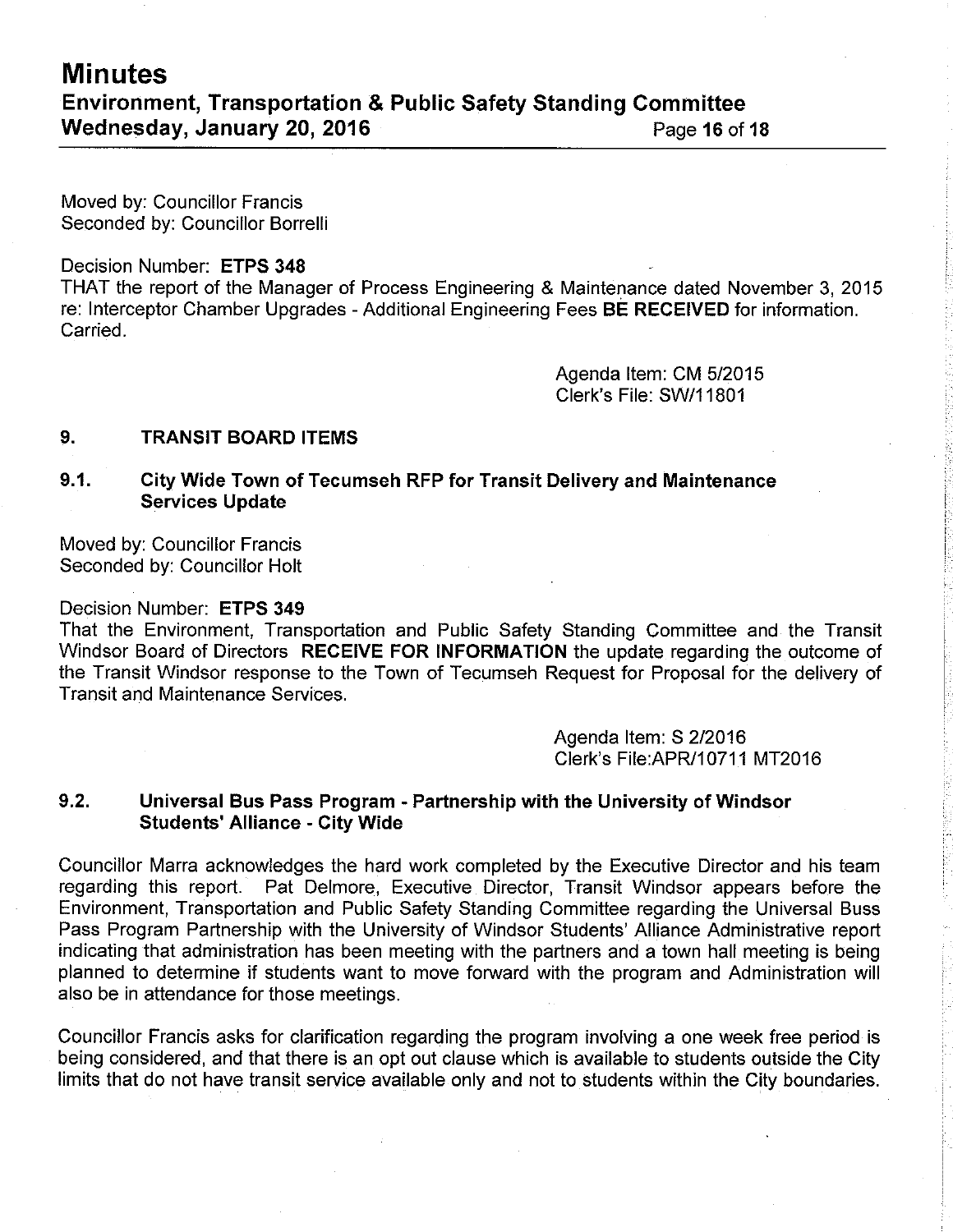Moved by: Councillor Francis
Seconded by: Councillor Borrelli

Decision Number: **ETPS 348**
THAT the report of the Manager of Process Engineering & Maintenance dated November 3, 2015 re: Interceptor Chamber Upgrades - Additional Engineering Fees **BE RECEIVED** for information. Carried.

Agenda Item: CM 5/2015
Clerk's File: SW/11801

## 9. TRANSIT BOARD ITEMS

### 9.1. City Wide Town of Tecumseh RFP for Transit Delivery and Maintenance Services Update

Moved by: Councillor Francis
Seconded by: Councillor Holt

Decision Number: **ETPS 349**
That the Environment, Transportation and Public Safety Standing Committee and the Transit Windsor Board of Directors **RECEIVE FOR INFORMATION** the update regarding the outcome of the Transit Windsor response to the Town of Tecumseh Request for Proposal for the delivery of Transit and Maintenance Services.

Agenda Item: S 2/2016
Clerk's File:APR/10711 MT2016

### 9.2. Universal Bus Pass Program - Partnership with the University of Windsor Students' Alliance - City Wide

Councillor Marra acknowledges the hard work completed by the Executive Director and his team regarding this report. Pat Delmore, Executive Director, Transit Windsor appears before the Environment, Transportation and Public Safety Standing Committee regarding the Universal Buss Pass Program Partnership with the University of Windsor Students' Alliance Administrative report indicating that administration has been meeting with the partners and a town hall meeting is being planned to determine if students want to move forward with the program and Administration will also be in attendance for those meetings.

Councillor Francis asks for clarification regarding the program involving a one week free period is being considered, and that there is an opt out clause which is available to students outside the City limits that do not have transit service available only and not to students within the City boundaries.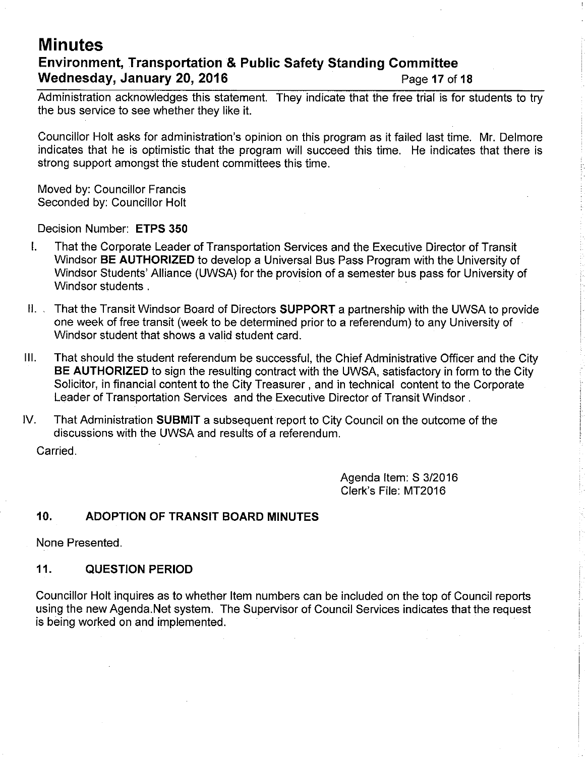Administration acknowledges this statement. They indicate that the free trial is for students to try the bus service to see whether they like it.

Councillor Holt asks for administration's opinion on this program as it failed last time. Mr. Delmore indicates that he is optimistic that the program will succeed this time. He indicates that there is strong support amongst the student committees this time.

Moved by: Councillor Francis
Seconded by: Councillor Holt

Decision Number: **ETPS 350**

I. That the Corporate Leader of Transportation Services and the Executive Director of Transit Windsor **BE AUTHORIZED** to develop a Universal Bus Pass Program with the University of Windsor Students' Alliance (UWSA) for the provision of a semester bus pass for University of Windsor students .

II. That the Transit Windsor Board of Directors **SUPPORT** a partnership with the UWSA to provide one week of free transit (week to be determined prior to a referendum) to any University of Windsor student that shows a valid student card.

III. That should the student referendum be successful, the Chief Administrative Officer and the City **BE AUTHORIZED** to sign the resulting contract with the UWSA, satisfactory in form to the City Solicitor, in financial content to the City Treasurer , and in technical content to the Corporate Leader of Transportation Services and the Executive Director of Transit Windsor .

IV. That Administration **SUBMIT** a subsequent report to City Council on the outcome of the discussions with the UWSA and results of a referendum.

Carried.

Agenda Item: S 3/2016
Clerk's File: MT2016

## 10. ADOPTION OF TRANSIT BOARD MINUTES

None Presented.

## 11. QUESTION PERIOD

Councillor Holt inquires as to whether Item numbers can be included on the top of Council reports using the new Agenda.Net system. The Supervisor of Council Services indicates that the request is being worked on and implemented.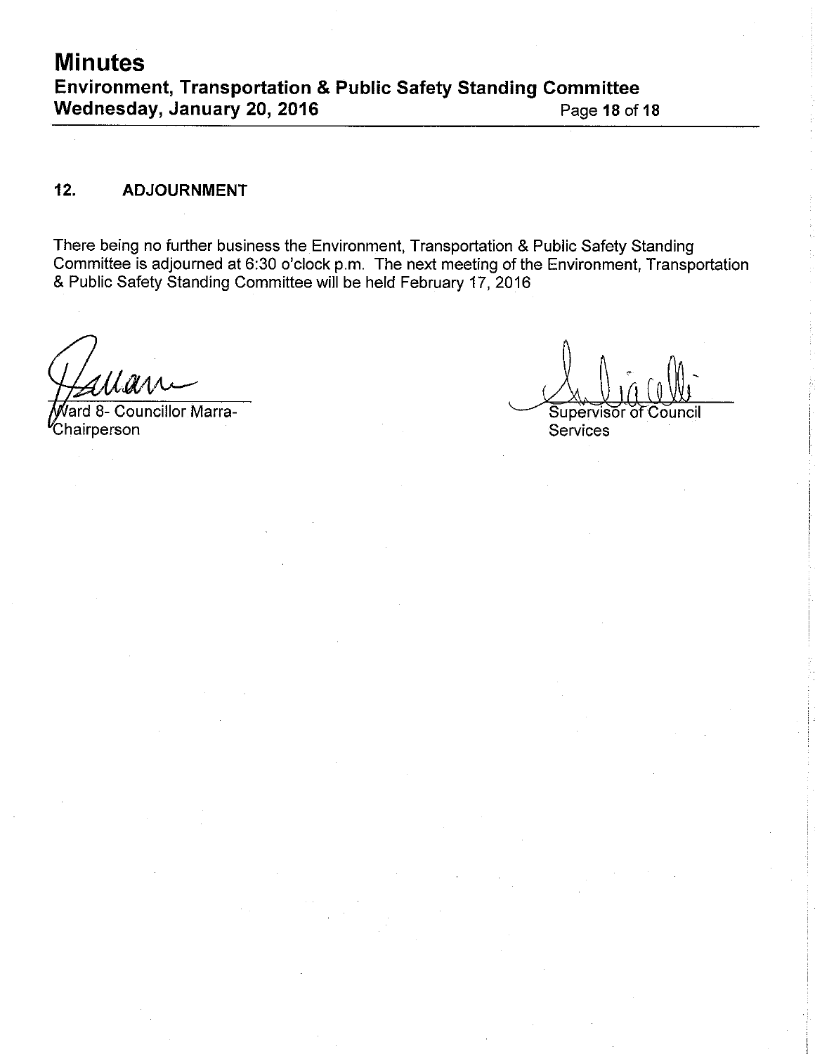## 12. ADJOURNMENT

There being no further business the Environment, Transportation & Public Safety Standing Committee is adjourned at 6:30 o'clock p.m. The next meeting of the Environment, Transportation & Public Safety Standing Committee will be held February 17, 2016

Ward 8- Councillor Marra-Chairperson

Supervisor of Council Services